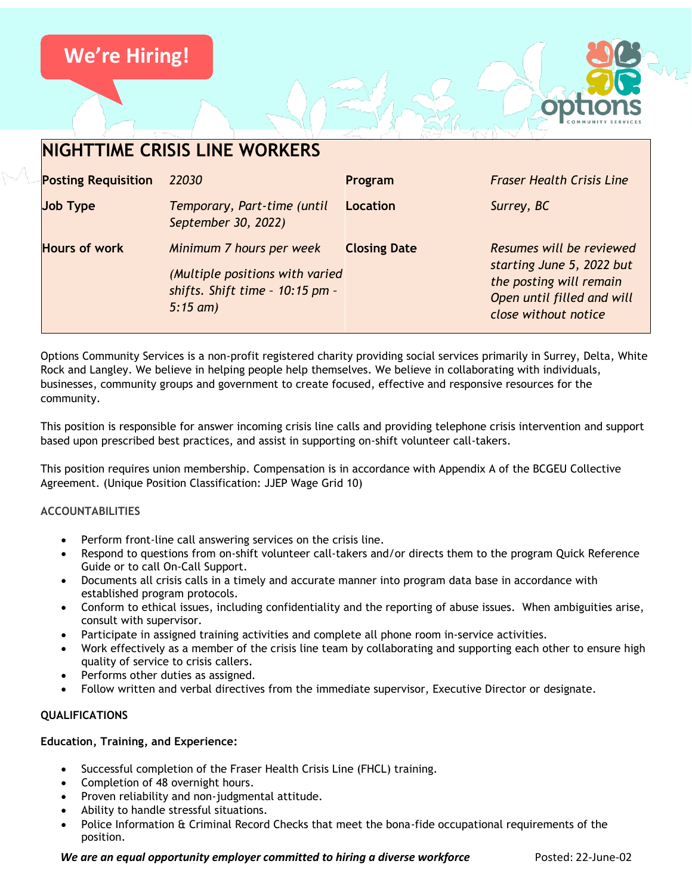We're Hiring!

# NIGHTTIME CRISIS LINE WORKERS

| | | | |
|---|---|---|---|
| **Posting Requisition** | *22030* | **Program** | *Fraser Health Crisis Line* |
| **Job Type** | *Temporary, Part-time (until September 30, 2022)* | **Location** | *Surrey, BC* |
| **Hours of work** | *Minimum 7 hours per week*<br><br>*(Multiple positions with varied shifts. Shift time – 10:15 pm – 5:15 am)* | **Closing Date** | *Resumes will be reviewed starting June 5, 2022 but the posting will remain Open until filled and will close without notice* |

Options Community Services is a non-profit registered charity providing social services primarily in Surrey, Delta, White Rock and Langley. We believe in helping people help themselves. We believe in collaborating with individuals, businesses, community groups and government to create focused, effective and responsive resources for the community.

This position is responsible for answer incoming crisis line calls and providing telephone crisis intervention and support based upon prescribed best practices, and assist in supporting on-shift volunteer call-takers.

This position requires union membership. Compensation is in accordance with Appendix A of the BCGEU Collective Agreement. (Unique Position Classification: JJEP Wage Grid 10)

## ACCOUNTABILITIES

- Perform front-line call answering services on the crisis line.
- Respond to questions from on-shift volunteer call-takers and/or directs them to the program Quick Reference Guide or to call On-Call Support.
- Documents all crisis calls in a timely and accurate manner into program data base in accordance with established program protocols.
- Conform to ethical issues, including confidentiality and the reporting of abuse issues. When ambiguities arise, consult with supervisor.
- Participate in assigned training activities and complete all phone room in-service activities.
- Work effectively as a member of the crisis line team by collaborating and supporting each other to ensure high quality of service to crisis callers.
- Performs other duties as assigned.
- Follow written and verbal directives from the immediate supervisor, Executive Director or designate.

## QUALIFICATIONS

**Education, Training, and Experience:**

- Successful completion of the Fraser Health Crisis Line (FHCL) training.
- Completion of 48 overnight hours.
- Proven reliability and non-judgmental attitude.
- Ability to handle stressful situations.
- Police Information & Criminal Record Checks that meet the bona-fide occupational requirements of the position.

***We are an equal opportunity employer committed to hiring a diverse workforce*** Posted: 22-June-02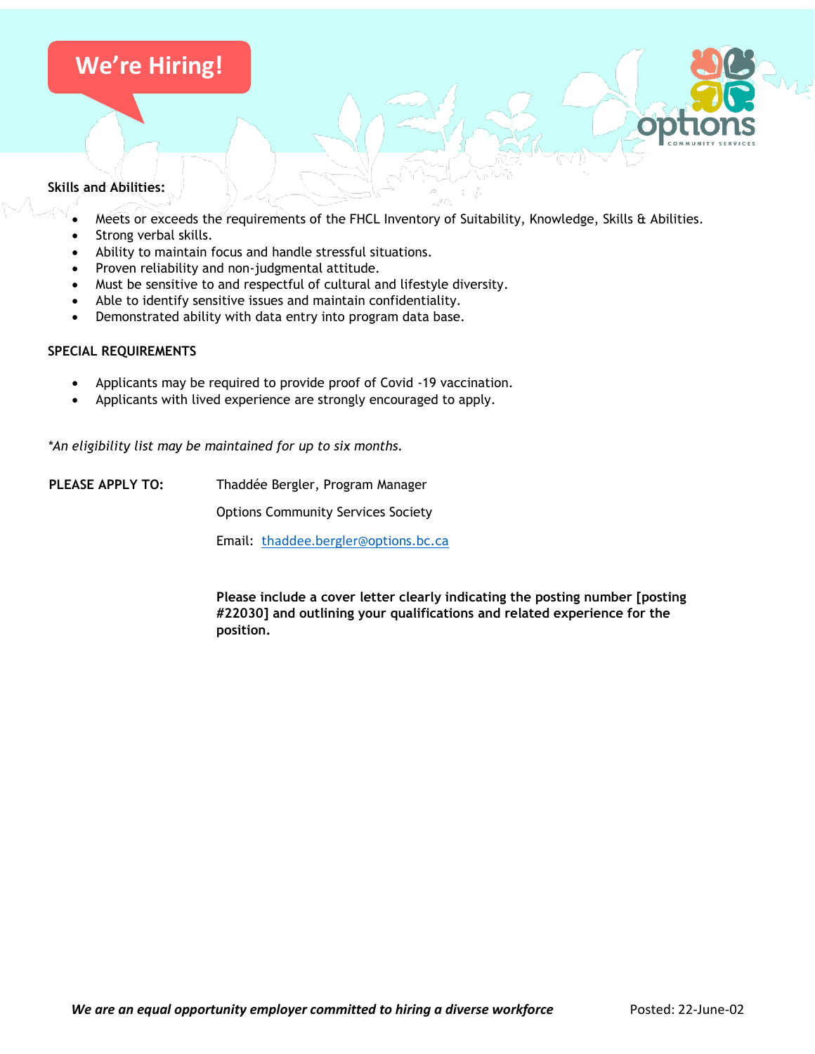We're Hiring!

**Skills and Abilities:**

- Meets or exceeds the requirements of the FHCL Inventory of Suitability, Knowledge, Skills & Abilities.
- Strong verbal skills.
- Ability to maintain focus and handle stressful situations.
- Proven reliability and non-judgmental attitude.
- Must be sensitive to and respectful of cultural and lifestyle diversity.
- Able to identify sensitive issues and maintain confidentiality.
- Demonstrated ability with data entry into program data base.

**SPECIAL REQUIREMENTS**

- Applicants may be required to provide proof of Covid -19 vaccination.
- Applicants with lived experience are strongly encouraged to apply.

*\*An eligibility list may be maintained for up to six months.*

**PLEASE APPLY TO:** Thaddée Bergler, Program Manager

Options Community Services Society

Email: thaddee.bergler@options.bc.ca

**Please include a cover letter clearly indicating the posting number [posting #22030] and outlining your qualifications and related experience for the position.**

***We are an equal opportunity employer committed to hiring a diverse workforce***

Posted: 22-June-02